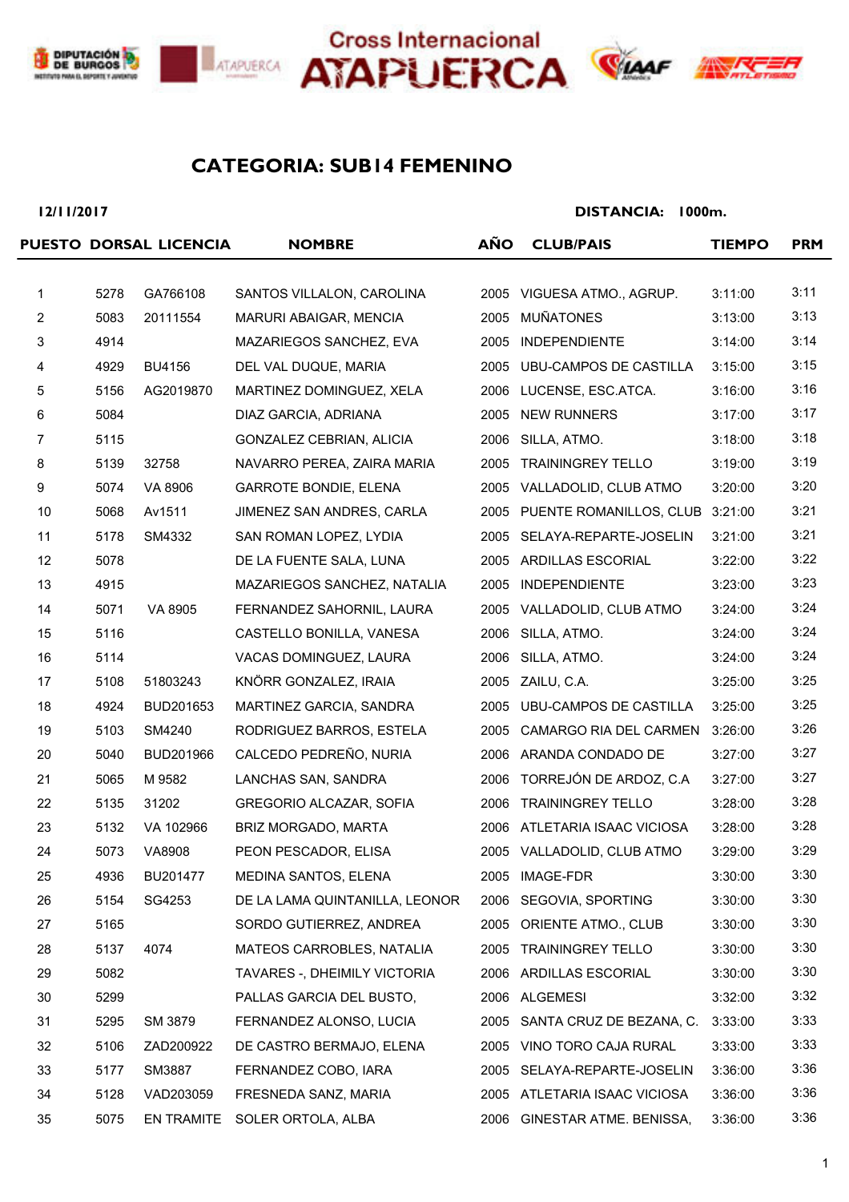Cross Internacional ATAPUERCA

# CATEGORIA: SUB14 FEMENINO

**12/11/2017** **DISTANCIA: 1000m.**

| PUESTO | DORSAL | LICENCIA | NOMBRE | AÑO | CLUB/PAIS | TIEMPO | PRM |
|---|---|---|---|---|---|---|---|
| 1 | 5278 | GA766108 | SANTOS VILLALON, CAROLINA | 2005 | VIGUESA ATMO., AGRUP. | 3:11:00 | 3:11 |
| 2 | 5083 | 20111554 | MARURI ABAIGAR, MENCIA | 2005 | MUÑATONES | 3:13:00 | 3:13 |
| 3 | 4914 | | MAZARIEGOS SANCHEZ, EVA | 2005 | INDEPENDIENTE | 3:14:00 | 3:14 |
| 4 | 4929 | BU4156 | DEL VAL DUQUE, MARIA | 2005 | UBU-CAMPOS DE CASTILLA | 3:15:00 | 3:15 |
| 5 | 5156 | AG2019870 | MARTINEZ DOMINGUEZ, XELA | 2006 | LUCENSE, ESC.ATCA. | 3:16:00 | 3:16 |
| 6 | 5084 | | DIAZ GARCIA, ADRIANA | 2005 | NEW RUNNERS | 3:17:00 | 3:17 |
| 7 | 5115 | | GONZALEZ CEBRIAN, ALICIA | 2006 | SILLA, ATMO. | 3:18:00 | 3:18 |
| 8 | 5139 | 32758 | NAVARRO PEREA, ZAIRA MARIA | 2005 | TRAININGREY TELLO | 3:19:00 | 3:19 |
| 9 | 5074 | VA 8906 | GARROTE BONDIE, ELENA | 2005 | VALLADOLID, CLUB ATMO | 3:20:00 | 3:20 |
| 10 | 5068 | Av1511 | JIMENEZ SAN ANDRES, CARLA | 2005 | PUENTE ROMANILLOS, CLUB | 3:21:00 | 3:21 |
| 11 | 5178 | SM4332 | SAN ROMAN LOPEZ, LYDIA | 2005 | SELAYA-REPARTE-JOSELIN | 3:21:00 | 3:21 |
| 12 | 5078 | | DE LA FUENTE SALA, LUNA | 2005 | ARDILLAS ESCORIAL | 3:22:00 | 3:22 |
| 13 | 4915 | | MAZARIEGOS SANCHEZ, NATALIA | 2005 | INDEPENDIENTE | 3:23:00 | 3:23 |
| 14 | 5071 | VA 8905 | FERNANDEZ SAHORNIL, LAURA | 2005 | VALLADOLID, CLUB ATMO | 3:24:00 | 3:24 |
| 15 | 5116 | | CASTELLO BONILLA, VANESA | 2006 | SILLA, ATMO. | 3:24:00 | 3:24 |
| 16 | 5114 | | VACAS DOMINGUEZ, LAURA | 2006 | SILLA, ATMO. | 3:24:00 | 3:24 |
| 17 | 5108 | 51803243 | KNÖRR GONZALEZ, IRAIA | 2005 | ZAILU, C.A. | 3:25:00 | 3:25 |
| 18 | 4924 | BUD201653 | MARTINEZ GARCIA, SANDRA | 2005 | UBU-CAMPOS DE CASTILLA | 3:25:00 | 3:25 |
| 19 | 5103 | SM4240 | RODRIGUEZ BARROS, ESTELA | 2005 | CAMARGO RIA DEL CARMEN | 3:26:00 | 3:26 |
| 20 | 5040 | BUD201966 | CALCEDO PEDREÑO, NURIA | 2006 | ARANDA CONDADO DE | 3:27:00 | 3:27 |
| 21 | 5065 | M 9582 | LANCHAS SAN, SANDRA | 2006 | TORREJÓN DE ARDOZ, C.A | 3:27:00 | 3:27 |
| 22 | 5135 | 31202 | GREGORIO ALCAZAR, SOFIA | 2006 | TRAININGREY TELLO | 3:28:00 | 3:28 |
| 23 | 5132 | VA 102966 | BRIZ MORGADO, MARTA | 2006 | ATLETARIA ISAAC VICIOSA | 3:28:00 | 3:28 |
| 24 | 5073 | VA8908 | PEON PESCADOR, ELISA | 2005 | VALLADOLID, CLUB ATMO | 3:29:00 | 3:29 |
| 25 | 4936 | BU201477 | MEDINA SANTOS, ELENA | 2005 | IMAGE-FDR | 3:30:00 | 3:30 |
| 26 | 5154 | SG4253 | DE LA LAMA QUINTANILLA, LEONOR | 2006 | SEGOVIA, SPORTING | 3:30:00 | 3:30 |
| 27 | 5165 | | SORDO GUTIERREZ, ANDREA | 2005 | ORIENTE ATMO., CLUB | 3:30:00 | 3:30 |
| 28 | 5137 | 4074 | MATEOS CARROBLES, NATALIA | 2005 | TRAININGREY TELLO | 3:30:00 | 3:30 |
| 29 | 5082 | | TAVARES -, DHEIMILY VICTORIA | 2006 | ARDILLAS ESCORIAL | 3:30:00 | 3:30 |
| 30 | 5299 | | PALLAS GARCIA DEL BUSTO, | 2006 | ALGEMESI | 3:32:00 | 3:32 |
| 31 | 5295 | SM 3879 | FERNANDEZ ALONSO, LUCIA | 2005 | SANTA CRUZ DE BEZANA, C. | 3:33:00 | 3:33 |
| 32 | 5106 | ZAD200922 | DE CASTRO BERMAJO, ELENA | 2005 | VINO TORO CAJA RURAL | 3:33:00 | 3:33 |
| 33 | 5177 | SM3887 | FERNANDEZ COBO, IARA | 2005 | SELAYA-REPARTE-JOSELIN | 3:36:00 | 3:36 |
| 34 | 5128 | VAD203059 | FRESNEDA SANZ, MARIA | 2005 | ATLETARIA ISAAC VICIOSA | 3:36:00 | 3:36 |
| 35 | 5075 | EN TRAMITE | SOLER ORTOLA, ALBA | 2006 | GINESTAR ATME. BENISSA, | 3:36:00 | 3:36 |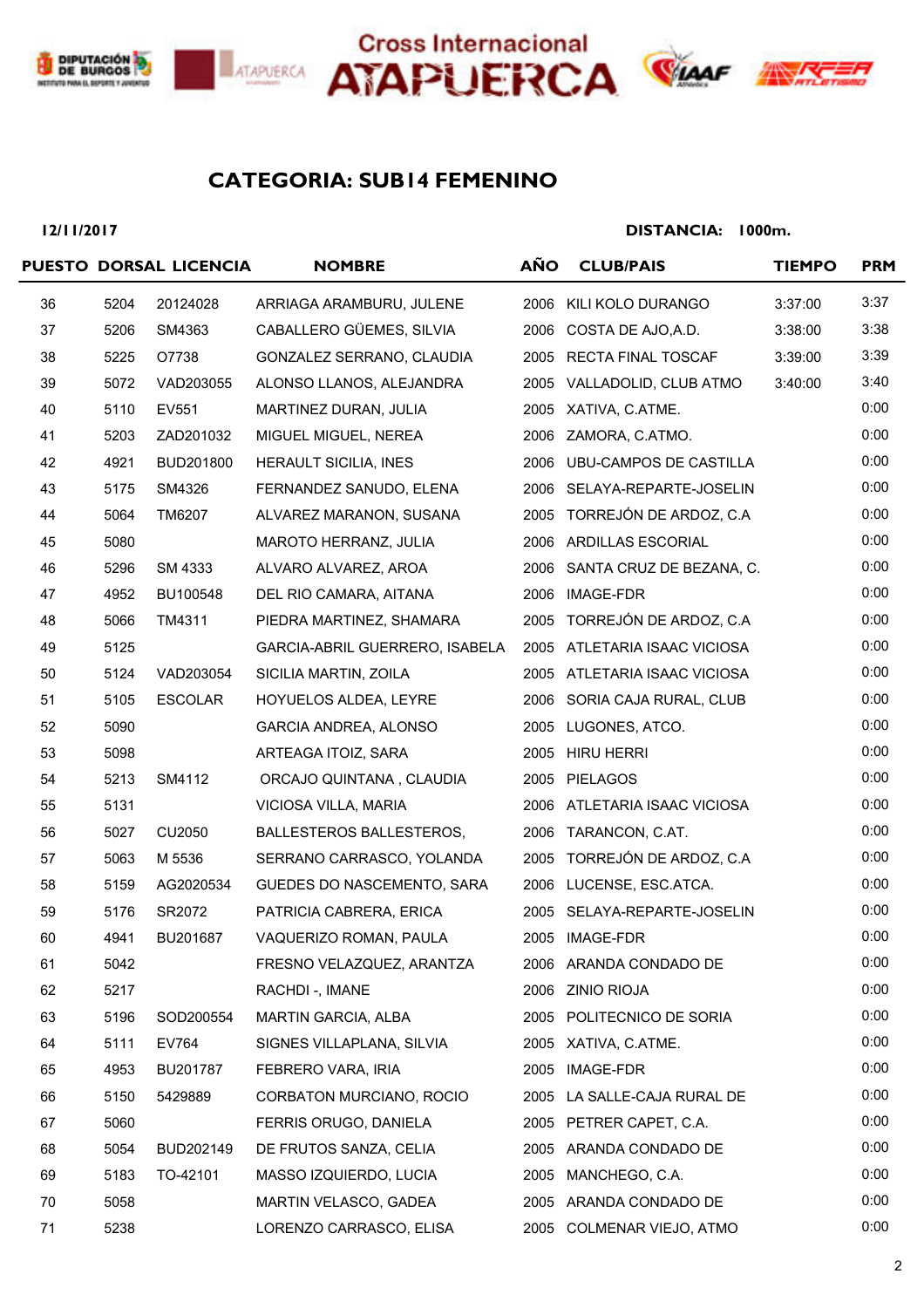Cross Internacional ATAPUERCA

## CATEGORIA: SUB14 FEMENINO

**12/11/2017** **DISTANCIA: 1000m.**

| PUESTO | DORSAL | LICENCIA | NOMBRE | AÑO | CLUB/PAIS | TIEMPO | PRM |
|---|---|---|---|---|---|---|---|
| 36 | 5204 | 20124028 | ARRIAGA ARAMBURU, JULENE | 2006 | KILI KOLO DURANGO | 3:37:00 | 3:37 |
| 37 | 5206 | SM4363 | CABALLERO GÜEMES, SILVIA | 2006 | COSTA DE AJO,A.D. | 3:38:00 | 3:38 |
| 38 | 5225 | O7738 | GONZALEZ SERRANO, CLAUDIA | 2005 | RECTA FINAL TOSCAF | 3:39:00 | 3:39 |
| 39 | 5072 | VAD203055 | ALONSO LLANOS, ALEJANDRA | 2005 | VALLADOLID, CLUB ATMO | 3:40:00 | 3:40 |
| 40 | 5110 | EV551 | MARTINEZ DURAN, JULIA | 2005 | XATIVA, C.ATME. | | 0:00 |
| 41 | 5203 | ZAD201032 | MIGUEL MIGUEL, NEREA | 2006 | ZAMORA, C.ATMO. | | 0:00 |
| 42 | 4921 | BUD201800 | HERAULT SICILIA, INES | 2006 | UBU-CAMPOS DE CASTILLA | | 0:00 |
| 43 | 5175 | SM4326 | FERNANDEZ SANUDO, ELENA | 2006 | SELAYA-REPARTE-JOSELIN | | 0:00 |
| 44 | 5064 | TM6207 | ALVAREZ MARANON, SUSANA | 2005 | TORREJÓN DE ARDOZ, C.A | | 0:00 |
| 45 | 5080 | | MAROTO HERRANZ, JULIA | 2006 | ARDILLAS ESCORIAL | | 0:00 |
| 46 | 5296 | SM 4333 | ALVARO ALVAREZ, AROA | 2006 | SANTA CRUZ DE BEZANA, C. | | 0:00 |
| 47 | 4952 | BU100548 | DEL RIO CAMARA, AITANA | 2006 | IMAGE-FDR | | 0:00 |
| 48 | 5066 | TM4311 | PIEDRA MARTINEZ, SHAMARA | 2005 | TORREJÓN DE ARDOZ, C.A | | 0:00 |
| 49 | 5125 | | GARCIA-ABRIL GUERRERO, ISABELA | 2005 | ATLETARIA ISAAC VICIOSA | | 0:00 |
| 50 | 5124 | VAD203054 | SICILIA MARTIN, ZOILA | 2005 | ATLETARIA ISAAC VICIOSA | | 0:00 |
| 51 | 5105 | ESCOLAR | HOYUELOS ALDEA, LEYRE | 2006 | SORIA CAJA RURAL, CLUB | | 0:00 |
| 52 | 5090 | | GARCIA ANDREA, ALONSO | 2005 | LUGONES, ATCO. | | 0:00 |
| 53 | 5098 | | ARTEAGA ITOIZ, SARA | 2005 | HIRU HERRI | | 0:00 |
| 54 | 5213 | SM4112 | ORCAJO QUINTANA , CLAUDIA | 2005 | PIELAGOS | | 0:00 |
| 55 | 5131 | | VICIOSA VILLA, MARIA | 2006 | ATLETARIA ISAAC VICIOSA | | 0:00 |
| 56 | 5027 | CU2050 | BALLESTEROS BALLESTEROS, | 2006 | TARANCON, C.AT. | | 0:00 |
| 57 | 5063 | M 5536 | SERRANO CARRASCO, YOLANDA | 2005 | TORREJÓN DE ARDOZ, C.A | | 0:00 |
| 58 | 5159 | AG2020534 | GUEDES DO NASCEMENTO, SARA | 2006 | LUCENSE, ESC.ATCA. | | 0:00 |
| 59 | 5176 | SR2072 | PATRICIA CABRERA, ERICA | 2005 | SELAYA-REPARTE-JOSELIN | | 0:00 |
| 60 | 4941 | BU201687 | VAQUERIZO ROMAN, PAULA | 2005 | IMAGE-FDR | | 0:00 |
| 61 | 5042 | | FRESNO VELAZQUEZ, ARANTZA | 2006 | ARANDA CONDADO DE | | 0:00 |
| 62 | 5217 | | RACHDI -, IMANE | 2006 | ZINIO RIOJA | | 0:00 |
| 63 | 5196 | SOD200554 | MARTIN GARCIA, ALBA | 2005 | POLITECNICO DE SORIA | | 0:00 |
| 64 | 5111 | EV764 | SIGNES VILLAPLANA, SILVIA | 2005 | XATIVA, C.ATME. | | 0:00 |
| 65 | 4953 | BU201787 | FEBRERO VARA, IRIA | 2005 | IMAGE-FDR | | 0:00 |
| 66 | 5150 | 5429889 | CORBATON MURCIANO, ROCIO | 2005 | LA SALLE-CAJA RURAL DE | | 0:00 |
| 67 | 5060 | | FERRIS ORUGO, DANIELA | 2005 | PETRER CAPET, C.A. | | 0:00 |
| 68 | 5054 | BUD202149 | DE FRUTOS SANZA, CELIA | 2005 | ARANDA CONDADO DE | | 0:00 |
| 69 | 5183 | TO-42101 | MASSO IZQUIERDO, LUCIA | 2005 | MANCHEGO, C.A. | | 0:00 |
| 70 | 5058 | | MARTIN VELASCO, GADEA | 2005 | ARANDA CONDADO DE | | 0:00 |
| 71 | 5238 | | LORENZO CARRASCO, ELISA | 2005 | COLMENAR VIEJO, ATMO | | 0:00 |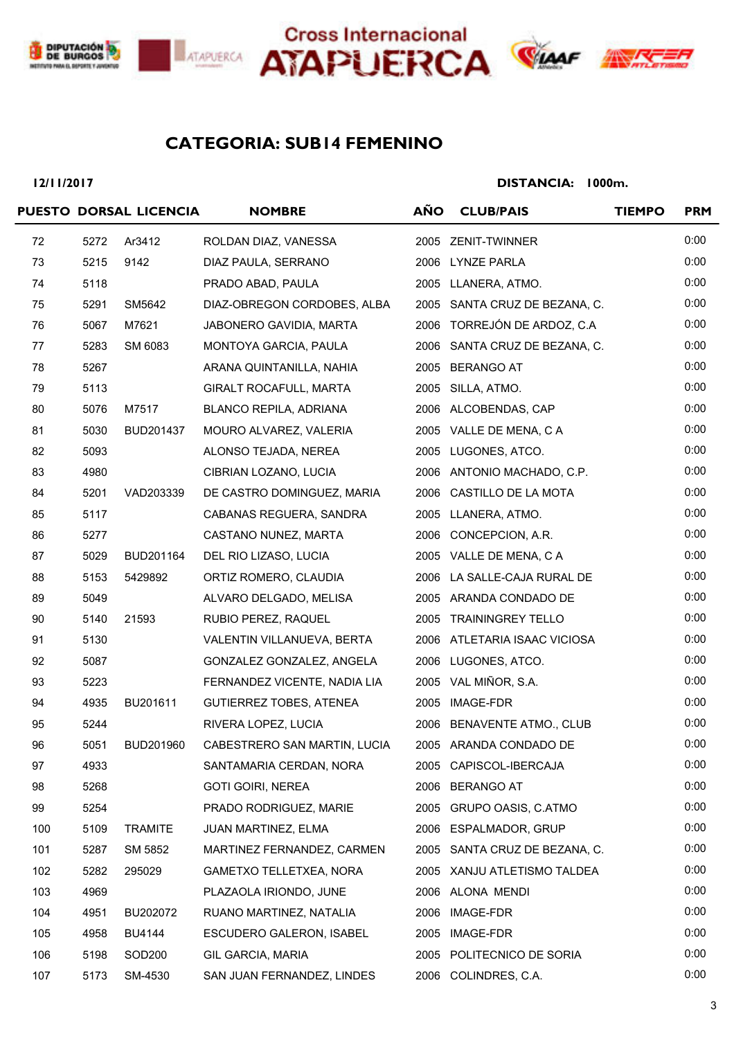## Cross Internacional ATAPUERCA

# CATEGORIA: SUB14 FEMENINO

**12/11/2017** **DISTANCIA: 1000m.**

| PUESTO | DORSAL | LICENCIA | NOMBRE | AÑO | CLUB/PAIS | TIEMPO | PRM |
|---|---|---|---|---|---|---|---|
| 72 | 5272 | Ar3412 | ROLDAN DIAZ, VANESSA | 2005 | ZENIT-TWINNER | | 0:00 |
| 73 | 5215 | 9142 | DIAZ PAULA, SERRANO | 2006 | LYNZE PARLA | | 0:00 |
| 74 | 5118 | | PRADO ABAD, PAULA | 2005 | LLANERA, ATMO. | | 0:00 |
| 75 | 5291 | SM5642 | DIAZ-OBREGON CORDOBES, ALBA | 2005 | SANTA CRUZ DE BEZANA, C. | | 0:00 |
| 76 | 5067 | M7621 | JABONERO GAVIDIA, MARTA | 2006 | TORREJÓN DE ARDOZ, C.A | | 0:00 |
| 77 | 5283 | SM 6083 | MONTOYA GARCIA, PAULA | 2006 | SANTA CRUZ DE BEZANA, C. | | 0:00 |
| 78 | 5267 | | ARANA QUINTANILLA, NAHIA | 2005 | BERANGO AT | | 0:00 |
| 79 | 5113 | | GIRALT ROCAFULL, MARTA | 2005 | SILLA, ATMO. | | 0:00 |
| 80 | 5076 | M7517 | BLANCO REPILA, ADRIANA | 2006 | ALCOBENDAS, CAP | | 0:00 |
| 81 | 5030 | BUD201437 | MOURO ALVAREZ, VALERIA | 2005 | VALLE DE MENA, C A | | 0:00 |
| 82 | 5093 | | ALONSO TEJADA, NEREA | 2005 | LUGONES, ATCO. | | 0:00 |
| 83 | 4980 | | CIBRIAN LOZANO, LUCIA | 2006 | ANTONIO MACHADO, C.P. | | 0:00 |
| 84 | 5201 | VAD203339 | DE CASTRO DOMINGUEZ, MARIA | 2006 | CASTILLO DE LA MOTA | | 0:00 |
| 85 | 5117 | | CABANAS REGUERA, SANDRA | 2005 | LLANERA, ATMO. | | 0:00 |
| 86 | 5277 | | CASTANO NUNEZ, MARTA | 2006 | CONCEPCION, A.R. | | 0:00 |
| 87 | 5029 | BUD201164 | DEL RIO LIZASO, LUCIA | 2005 | VALLE DE MENA, C A | | 0:00 |
| 88 | 5153 | 5429892 | ORTIZ ROMERO, CLAUDIA | 2006 | LA SALLE-CAJA RURAL DE | | 0:00 |
| 89 | 5049 | | ALVARO DELGADO, MELISA | 2005 | ARANDA CONDADO DE | | 0:00 |
| 90 | 5140 | 21593 | RUBIO PEREZ, RAQUEL | 2005 | TRAININGREY TELLO | | 0:00 |
| 91 | 5130 | | VALENTIN VILLANUEVA, BERTA | 2006 | ATLETARIA ISAAC VICIOSA | | 0:00 |
| 92 | 5087 | | GONZALEZ GONZALEZ, ANGELA | 2006 | LUGONES, ATCO. | | 0:00 |
| 93 | 5223 | | FERNANDEZ VICENTE, NADIA LIA | 2005 | VAL MIÑOR, S.A. | | 0:00 |
| 94 | 4935 | BU201611 | GUTIERREZ TOBES, ATENEA | 2005 | IMAGE-FDR | | 0:00 |
| 95 | 5244 | | RIVERA LOPEZ, LUCIA | 2006 | BENAVENTE ATMO., CLUB | | 0:00 |
| 96 | 5051 | BUD201960 | CABESTRERO SAN MARTIN, LUCIA | 2005 | ARANDA CONDADO DE | | 0:00 |
| 97 | 4933 | | SANTAMARIA CERDAN, NORA | 2005 | CAPISCOL-IBERCAJA | | 0:00 |
| 98 | 5268 | | GOTI GOIRI, NEREA | 2006 | BERANGO AT | | 0:00 |
| 99 | 5254 | | PRADO RODRIGUEZ, MARIE | 2005 | GRUPO OASIS, C.ATMO | | 0:00 |
| 100 | 5109 | TRAMITE | JUAN MARTINEZ, ELMA | 2006 | ESPALMADOR, GRUP | | 0:00 |
| 101 | 5287 | SM 5852 | MARTINEZ FERNANDEZ, CARMEN | 2005 | SANTA CRUZ DE BEZANA, C. | | 0:00 |
| 102 | 5282 | 295029 | GAMETXO TELLETXEA, NORA | 2005 | XANJU ATLETISMO TALDEA | | 0:00 |
| 103 | 4969 | | PLAZAOLA IRIONDO, JUNE | 2006 | ALONA MENDI | | 0:00 |
| 104 | 4951 | BU202072 | RUANO MARTINEZ, NATALIA | 2006 | IMAGE-FDR | | 0:00 |
| 105 | 4958 | BU4144 | ESCUDERO GALERON, ISABEL | 2005 | IMAGE-FDR | | 0:00 |
| 106 | 5198 | SOD200 | GIL GARCIA, MARIA | 2005 | POLITECNICO DE SORIA | | 0:00 |
| 107 | 5173 | SM-4530 | SAN JUAN FERNANDEZ, LINDES | 2006 | COLINDRES, C.A. | | 0:00 |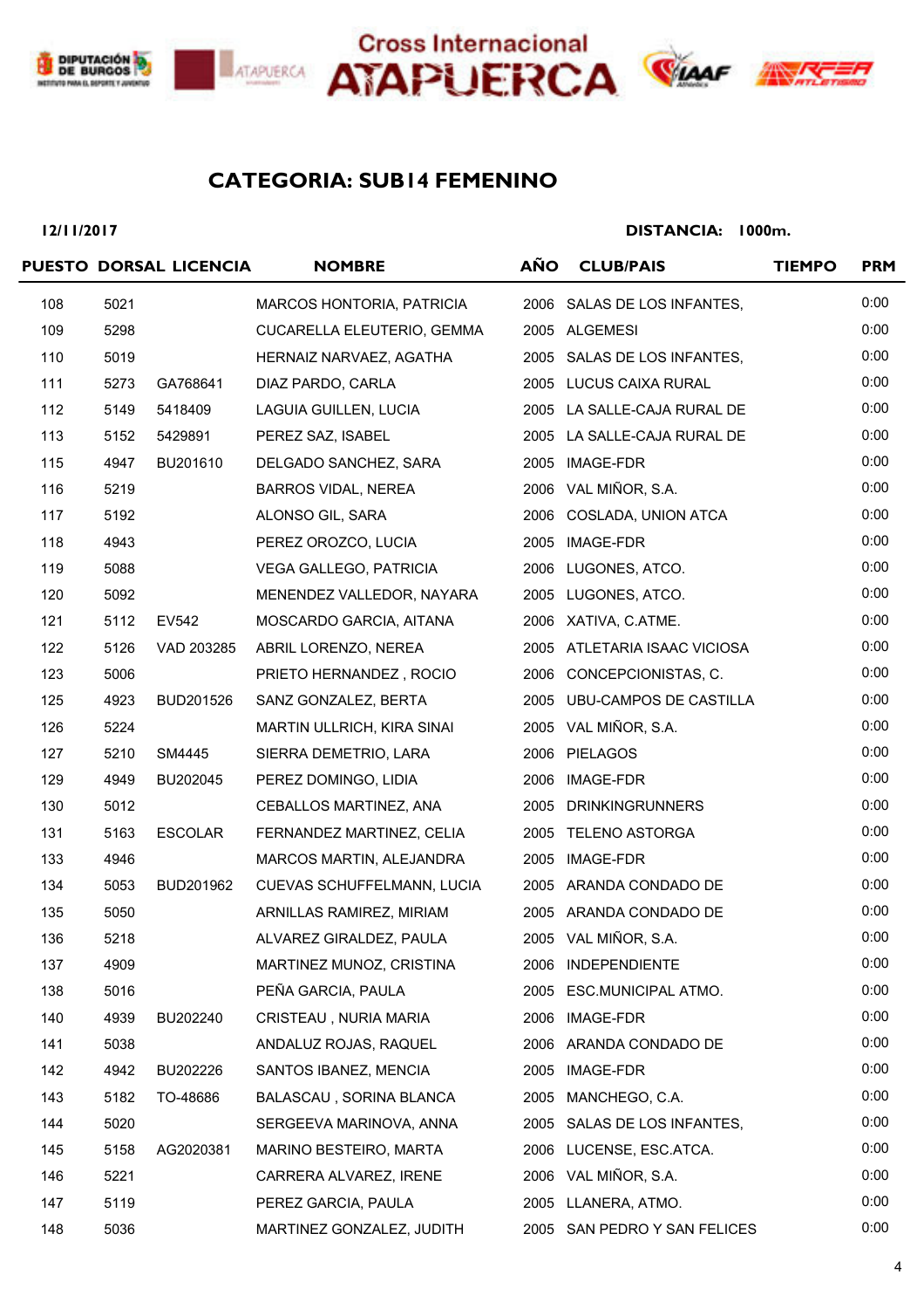Cross Internacional ATAPUERCA

## CATEGORIA: SUB14 FEMENINO

**12/11/2017** **DISTANCIA: 1000m.**

| PUESTO | DORSAL | LICENCIA | NOMBRE | AÑO | CLUB/PAIS | TIEMPO | PRM |
|---|---|---|---|---|---|---|---|
| 108 | 5021 | | MARCOS HONTORIA, PATRICIA | 2006 | SALAS DE LOS INFANTES, | | 0:00 |
| 109 | 5298 | | CUCARELLA ELEUTERIO, GEMMA | 2005 | ALGEMESI | | 0:00 |
| 110 | 5019 | | HERNAIZ NARVAEZ, AGATHA | 2005 | SALAS DE LOS INFANTES, | | 0:00 |
| 111 | 5273 | GA768641 | DIAZ PARDO, CARLA | 2005 | LUCUS CAIXA RURAL | | 0:00 |
| 112 | 5149 | 5418409 | LAGUIA GUILLEN, LUCIA | 2005 | LA SALLE-CAJA RURAL DE | | 0:00 |
| 113 | 5152 | 5429891 | PEREZ SAZ, ISABEL | 2005 | LA SALLE-CAJA RURAL DE | | 0:00 |
| 115 | 4947 | BU201610 | DELGADO SANCHEZ, SARA | 2005 | IMAGE-FDR | | 0:00 |
| 116 | 5219 | | BARROS VIDAL, NEREA | 2006 | VAL MIÑOR, S.A. | | 0:00 |
| 117 | 5192 | | ALONSO GIL, SARA | 2006 | COSLADA, UNION ATCA | | 0:00 |
| 118 | 4943 | | PEREZ OROZCO, LUCIA | 2005 | IMAGE-FDR | | 0:00 |
| 119 | 5088 | | VEGA GALLEGO, PATRICIA | 2006 | LUGONES, ATCO. | | 0:00 |
| 120 | 5092 | | MENENDEZ VALLEDOR, NAYARA | 2005 | LUGONES, ATCO. | | 0:00 |
| 121 | 5112 | EV542 | MOSCARDO GARCIA, AITANA | 2006 | XATIVA, C.ATME. | | 0:00 |
| 122 | 5126 | VAD 203285 | ABRIL LORENZO, NEREA | 2005 | ATLETARIA ISAAC VICIOSA | | 0:00 |
| 123 | 5006 | | PRIETO HERNANDEZ , ROCIO | 2006 | CONCEPCIONISTAS, C. | | 0:00 |
| 125 | 4923 | BUD201526 | SANZ GONZALEZ, BERTA | 2005 | UBU-CAMPOS DE CASTILLA | | 0:00 |
| 126 | 5224 | | MARTIN ULLRICH, KIRA SINAI | 2005 | VAL MIÑOR, S.A. | | 0:00 |
| 127 | 5210 | SM4445 | SIERRA DEMETRIO, LARA | 2006 | PIELAGOS | | 0:00 |
| 129 | 4949 | BU202045 | PEREZ DOMINGO, LIDIA | 2006 | IMAGE-FDR | | 0:00 |
| 130 | 5012 | | CEBALLOS MARTINEZ, ANA | 2005 | DRINKINGRUNNERS | | 0:00 |
| 131 | 5163 | ESCOLAR | FERNANDEZ MARTINEZ, CELIA | 2005 | TELENO ASTORGA | | 0:00 |
| 133 | 4946 | | MARCOS MARTIN, ALEJANDRA | 2005 | IMAGE-FDR | | 0:00 |
| 134 | 5053 | BUD201962 | CUEVAS SCHUFFELMANN, LUCIA | 2005 | ARANDA CONDADO DE | | 0:00 |
| 135 | 5050 | | ARNILLAS RAMIREZ, MIRIAM | 2005 | ARANDA CONDADO DE | | 0:00 |
| 136 | 5218 | | ALVAREZ GIRALDEZ, PAULA | 2005 | VAL MIÑOR, S.A. | | 0:00 |
| 137 | 4909 | | MARTINEZ MUNOZ, CRISTINA | 2006 | INDEPENDIENTE | | 0:00 |
| 138 | 5016 | | PEÑA GARCIA, PAULA | 2005 | ESC.MUNICIPAL ATMO. | | 0:00 |
| 140 | 4939 | BU202240 | CRISTEAU , NURIA MARIA | 2006 | IMAGE-FDR | | 0:00 |
| 141 | 5038 | | ANDALUZ ROJAS, RAQUEL | 2006 | ARANDA CONDADO DE | | 0:00 |
| 142 | 4942 | BU202226 | SANTOS IBANEZ, MENCIA | 2005 | IMAGE-FDR | | 0:00 |
| 143 | 5182 | TO-48686 | BALASCAU , SORINA BLANCA | 2005 | MANCHEGO, C.A. | | 0:00 |
| 144 | 5020 | | SERGEEVA MARINOVA, ANNA | 2005 | SALAS DE LOS INFANTES, | | 0:00 |
| 145 | 5158 | AG2020381 | MARINO BESTEIRO, MARTA | 2006 | LUCENSE, ESC.ATCA. | | 0:00 |
| 146 | 5221 | | CARRERA ALVAREZ, IRENE | 2006 | VAL MIÑOR, S.A. | | 0:00 |
| 147 | 5119 | | PEREZ GARCIA, PAULA | 2005 | LLANERA, ATMO. | | 0:00 |
| 148 | 5036 | | MARTINEZ GONZALEZ, JUDITH | 2005 | SAN PEDRO Y SAN FELICES | | 0:00 |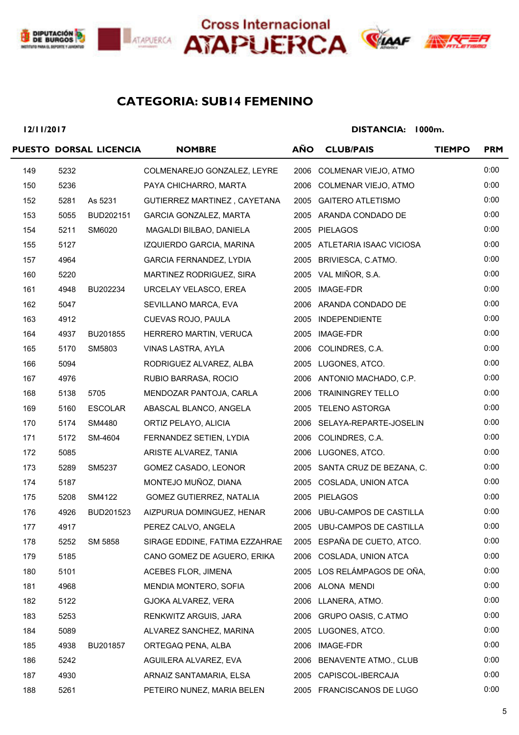Cross Internacional ATAPUERCA

## CATEGORIA: SUB14 FEMENINO

**12/11/2017** **DISTANCIA: 1000m.**

| PUESTO | DORSAL | LICENCIA | NOMBRE | AÑO | CLUB/PAIS | TIEMPO | PRM |
|---|---|---|---|---|---|---|---|
| 149 | 5232 | | COLMENAREJO GONZALEZ, LEYRE | 2006 | COLMENAR VIEJO, ATMO | | 0:00 |
| 150 | 5236 | | PAYA CHICHARRO, MARTA | 2006 | COLMENAR VIEJO, ATMO | | 0:00 |
| 152 | 5281 | As 5231 | GUTIERREZ MARTINEZ , CAYETANA | 2005 | GAITERO ATLETISMO | | 0:00 |
| 153 | 5055 | BUD202151 | GARCIA GONZALEZ, MARTA | 2005 | ARANDA CONDADO DE | | 0:00 |
| 154 | 5211 | SM6020 | MAGALDI BILBAO, DANIELA | 2005 | PIELAGOS | | 0:00 |
| 155 | 5127 | | IZQUIERDO GARCIA, MARINA | 2005 | ATLETARIA ISAAC VICIOSA | | 0:00 |
| 157 | 4964 | | GARCIA FERNANDEZ, LYDIA | 2005 | BRIVIESCA, C.ATMO. | | 0:00 |
| 160 | 5220 | | MARTINEZ RODRIGUEZ, SIRA | 2005 | VAL MIÑOR, S.A. | | 0:00 |
| 161 | 4948 | BU202234 | URCELAY VELASCO, EREA | 2005 | IMAGE-FDR | | 0:00 |
| 162 | 5047 | | SEVILLANO MARCA, EVA | 2006 | ARANDA CONDADO DE | | 0:00 |
| 163 | 4912 | | CUEVAS ROJO, PAULA | 2005 | INDEPENDIENTE | | 0:00 |
| 164 | 4937 | BU201855 | HERRERO MARTIN, VERUCA | 2005 | IMAGE-FDR | | 0:00 |
| 165 | 5170 | SM5803 | VINAS LASTRA, AYLA | 2006 | COLINDRES, C.A. | | 0:00 |
| 166 | 5094 | | RODRIGUEZ ALVAREZ, ALBA | 2005 | LUGONES, ATCO. | | 0:00 |
| 167 | 4976 | | RUBIO BARRASA, ROCIO | 2006 | ANTONIO MACHADO, C.P. | | 0:00 |
| 168 | 5138 | 5705 | MENDOZAR PANTOJA, CARLA | 2006 | TRAININGREY TELLO | | 0:00 |
| 169 | 5160 | ESCOLAR | ABASCAL BLANCO, ANGELA | 2005 | TELENO ASTORGA | | 0:00 |
| 170 | 5174 | SM4480 | ORTIZ PELAYO, ALICIA | 2006 | SELAYA-REPARTE-JOSELIN | | 0:00 |
| 171 | 5172 | SM-4604 | FERNANDEZ SETIEN, LYDIA | 2006 | COLINDRES, C.A. | | 0:00 |
| 172 | 5085 | | ARISTE ALVAREZ, TANIA | 2006 | LUGONES, ATCO. | | 0:00 |
| 173 | 5289 | SM5237 | GOMEZ CASADO, LEONOR | 2005 | SANTA CRUZ DE BEZANA, C. | | 0:00 |
| 174 | 5187 | | MONTEJO MUÑOZ, DIANA | 2005 | COSLADA, UNION ATCA | | 0:00 |
| 175 | 5208 | SM4122 | GOMEZ GUTIERREZ, NATALIA | 2005 | PIELAGOS | | 0:00 |
| 176 | 4926 | BUD201523 | AIZPURUA DOMINGUEZ, HENAR | 2006 | UBU-CAMPOS DE CASTILLA | | 0:00 |
| 177 | 4917 | | PEREZ CALVO, ANGELA | 2005 | UBU-CAMPOS DE CASTILLA | | 0:00 |
| 178 | 5252 | SM 5858 | SIRAGE EDDINE, FATIMA EZZAHRAE | 2005 | ESPAÑA DE CUETO, ATCO. | | 0:00 |
| 179 | 5185 | | CANO GOMEZ DE AGUERO, ERIKA | 2006 | COSLADA, UNION ATCA | | 0:00 |
| 180 | 5101 | | ACEBES FLOR, JIMENA | 2005 | LOS RELÁMPAGOS DE OÑA, | | 0:00 |
| 181 | 4968 | | MENDIA MONTERO, SOFIA | 2006 | ALONA MENDI | | 0:00 |
| 182 | 5122 | | GJOKA ALVAREZ, VERA | 2006 | LLANERA, ATMO. | | 0:00 |
| 183 | 5253 | | RENKWITZ ARGUIS, JARA | 2006 | GRUPO OASIS, C.ATMO | | 0:00 |
| 184 | 5089 | | ALVAREZ SANCHEZ, MARINA | 2005 | LUGONES, ATCO. | | 0:00 |
| 185 | 4938 | BU201857 | ORTEGAQ PENA, ALBA | 2006 | IMAGE-FDR | | 0:00 |
| 186 | 5242 | | AGUILERA ALVAREZ, EVA | 2006 | BENAVENTE ATMO., CLUB | | 0:00 |
| 187 | 4930 | | ARNAIZ SANTAMARIA, ELSA | 2005 | CAPISCOL-IBERCAJA | | 0:00 |
| 188 | 5261 | | PETEIRO NUNEZ, MARIA BELEN | 2005 | FRANCISCANOS DE LUGO | | 0:00 |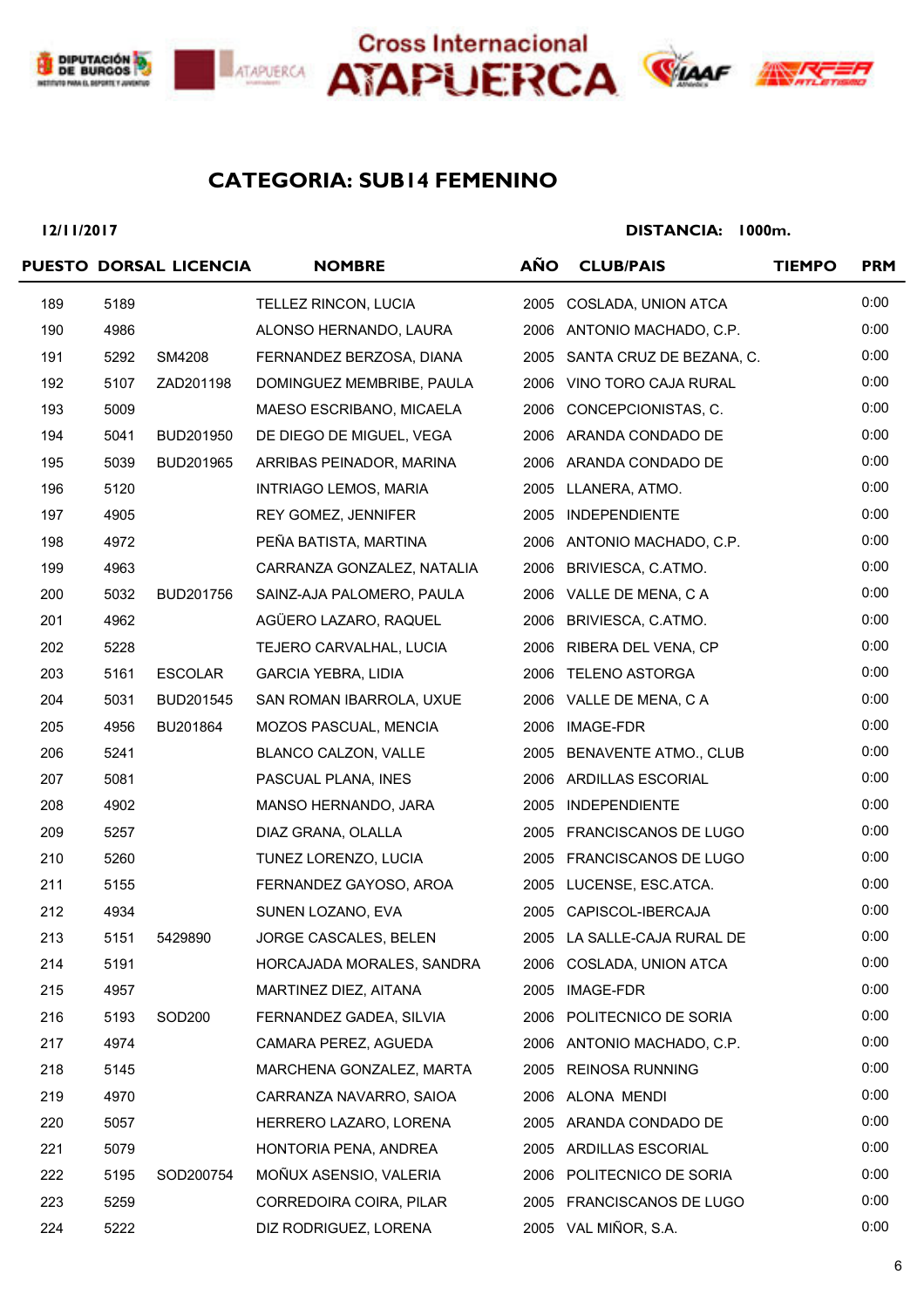Cross Internacional ATAPUERCA

## CATEGORIA: SUB14 FEMENINO

**12/11/2017** **DISTANCIA: 1000m.**

| PUESTO | DORSAL | LICENCIA | NOMBRE | AÑO | CLUB/PAIS | TIEMPO | PRM |
|---|---|---|---|---|---|---|---|
| 189 | 5189 | | TELLEZ RINCON, LUCIA | 2005 | COSLADA, UNION ATCA | | 0:00 |
| 190 | 4986 | | ALONSO HERNANDO, LAURA | 2006 | ANTONIO MACHADO, C.P. | | 0:00 |
| 191 | 5292 | SM4208 | FERNANDEZ BERZOSA, DIANA | 2005 | SANTA CRUZ DE BEZANA, C. | | 0:00 |
| 192 | 5107 | ZAD201198 | DOMINGUEZ MEMBRIBE, PAULA | 2006 | VINO TORO CAJA RURAL | | 0:00 |
| 193 | 5009 | | MAESO ESCRIBANO, MICAELA | 2006 | CONCEPCIONISTAS, C. | | 0:00 |
| 194 | 5041 | BUD201950 | DE DIEGO DE MIGUEL, VEGA | 2006 | ARANDA CONDADO DE | | 0:00 |
| 195 | 5039 | BUD201965 | ARRIBAS PEINADOR, MARINA | 2006 | ARANDA CONDADO DE | | 0:00 |
| 196 | 5120 | | INTRIAGO LEMOS, MARIA | 2005 | LLANERA, ATMO. | | 0:00 |
| 197 | 4905 | | REY GOMEZ, JENNIFER | 2005 | INDEPENDIENTE | | 0:00 |
| 198 | 4972 | | PEÑA BATISTA, MARTINA | 2006 | ANTONIO MACHADO, C.P. | | 0:00 |
| 199 | 4963 | | CARRANZA GONZALEZ, NATALIA | 2006 | BRIVIESCA, C.ATMO. | | 0:00 |
| 200 | 5032 | BUD201756 | SAINZ-AJA PALOMERO, PAULA | 2006 | VALLE DE MENA, C A | | 0:00 |
| 201 | 4962 | | AGÜERO LAZARO, RAQUEL | 2006 | BRIVIESCA, C.ATMO. | | 0:00 |
| 202 | 5228 | | TEJERO CARVALHAL, LUCIA | 2006 | RIBERA DEL VENA, CP | | 0:00 |
| 203 | 5161 | ESCOLAR | GARCIA YEBRA, LIDIA | 2006 | TELENO ASTORGA | | 0:00 |
| 204 | 5031 | BUD201545 | SAN ROMAN IBARROLA, UXUE | 2006 | VALLE DE MENA, C A | | 0:00 |
| 205 | 4956 | BU201864 | MOZOS PASCUAL, MENCIA | 2006 | IMAGE-FDR | | 0:00 |
| 206 | 5241 | | BLANCO CALZON, VALLE | 2005 | BENAVENTE ATMO., CLUB | | 0:00 |
| 207 | 5081 | | PASCUAL PLANA, INES | 2006 | ARDILLAS ESCORIAL | | 0:00 |
| 208 | 4902 | | MANSO HERNANDO, JARA | 2005 | INDEPENDIENTE | | 0:00 |
| 209 | 5257 | | DIAZ GRANA, OLALLA | 2005 | FRANCISCANOS DE LUGO | | 0:00 |
| 210 | 5260 | | TUNEZ LORENZO, LUCIA | 2005 | FRANCISCANOS DE LUGO | | 0:00 |
| 211 | 5155 | | FERNANDEZ GAYOSO, AROA | 2005 | LUCENSE, ESC.ATCA. | | 0:00 |
| 212 | 4934 | | SUNEN LOZANO, EVA | 2005 | CAPISCOL-IBERCAJA | | 0:00 |
| 213 | 5151 | 5429890 | JORGE CASCALES, BELEN | 2005 | LA SALLE-CAJA RURAL DE | | 0:00 |
| 214 | 5191 | | HORCAJADA MORALES, SANDRA | 2006 | COSLADA, UNION ATCA | | 0:00 |
| 215 | 4957 | | MARTINEZ DIEZ, AITANA | 2005 | IMAGE-FDR | | 0:00 |
| 216 | 5193 | SOD200 | FERNANDEZ GADEA, SILVIA | 2006 | POLITECNICO DE SORIA | | 0:00 |
| 217 | 4974 | | CAMARA PEREZ, AGUEDA | 2006 | ANTONIO MACHADO, C.P. | | 0:00 |
| 218 | 5145 | | MARCHENA GONZALEZ, MARTA | 2005 | REINOSA RUNNING | | 0:00 |
| 219 | 4970 | | CARRANZA NAVARRO, SAIOA | 2006 | ALONA MENDI | | 0:00 |
| 220 | 5057 | | HERRERO LAZARO, LORENA | 2005 | ARANDA CONDADO DE | | 0:00 |
| 221 | 5079 | | HONTORIA PENA, ANDREA | 2005 | ARDILLAS ESCORIAL | | 0:00 |
| 222 | 5195 | SOD200754 | MOÑUX ASENSIO, VALERIA | 2006 | POLITECNICO DE SORIA | | 0:00 |
| 223 | 5259 | | CORREDOIRA COIRA, PILAR | 2005 | FRANCISCANOS DE LUGO | | 0:00 |
| 224 | 5222 | | DIZ RODRIGUEZ, LORENA | 2005 | VAL MIÑOR, S.A. | | 0:00 |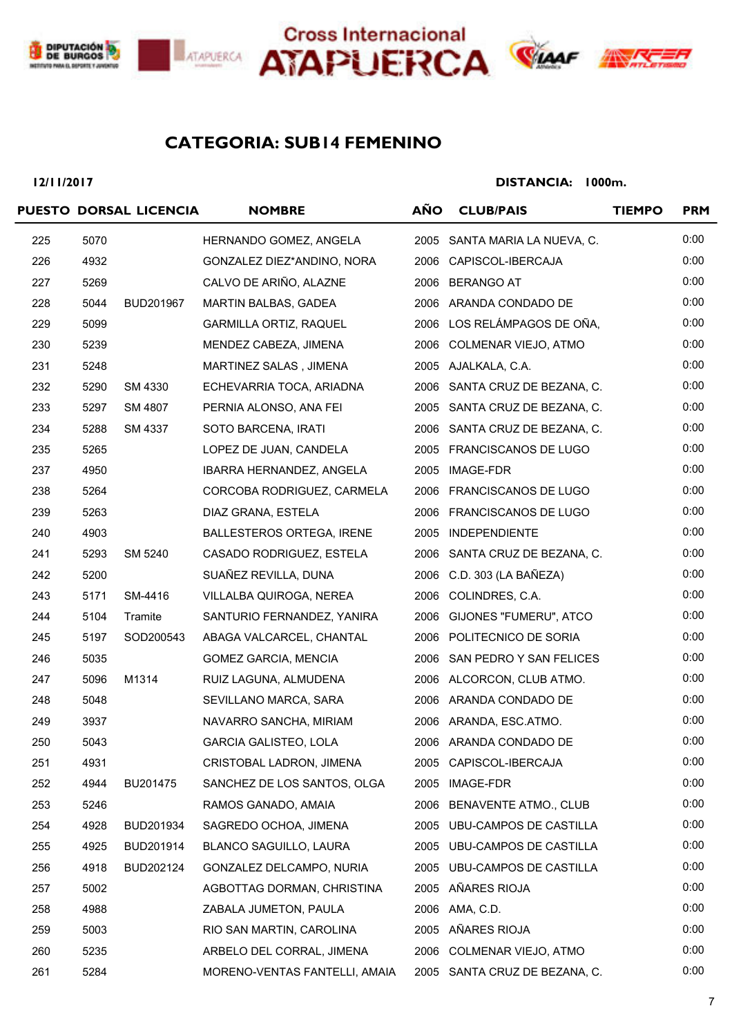Cross Internacional ATAPUERCA

## CATEGORIA: SUB14 FEMENINO

**12/11/2017** **DISTANCIA: 1000m.**

| PUESTO | DORSAL | LICENCIA | NOMBRE | AÑO | CLUB/PAIS | TIEMPO | PRM |
|---|---|---|---|---|---|---|---|
| 225 | 5070 | | HERNANDO GOMEZ, ANGELA | 2005 | SANTA MARIA LA NUEVA, C. | | 0:00 |
| 226 | 4932 | | GONZALEZ DIEZ*ANDINO, NORA | 2006 | CAPISCOL-IBERCAJA | | 0:00 |
| 227 | 5269 | | CALVO DE ARIÑO, ALAZNE | 2006 | BERANGO AT | | 0:00 |
| 228 | 5044 | BUD201967 | MARTIN BALBAS, GADEA | 2006 | ARANDA CONDADO DE | | 0:00 |
| 229 | 5099 | | GARMILLA ORTIZ, RAQUEL | 2006 | LOS RELÁMPAGOS DE OÑA, | | 0:00 |
| 230 | 5239 | | MENDEZ CABEZA, JIMENA | 2006 | COLMENAR VIEJO, ATMO | | 0:00 |
| 231 | 5248 | | MARTINEZ SALAS , JIMENA | 2005 | AJALKALA, C.A. | | 0:00 |
| 232 | 5290 | SM 4330 | ECHEVARRIA TOCA, ARIADNA | 2006 | SANTA CRUZ DE BEZANA, C. | | 0:00 |
| 233 | 5297 | SM 4807 | PERNIA ALONSO, ANA FEI | 2005 | SANTA CRUZ DE BEZANA, C. | | 0:00 |
| 234 | 5288 | SM 4337 | SOTO BARCENA, IRATI | 2006 | SANTA CRUZ DE BEZANA, C. | | 0:00 |
| 235 | 5265 | | LOPEZ DE JUAN, CANDELA | 2005 | FRANCISCANOS DE LUGO | | 0:00 |
| 237 | 4950 | | IBARRA HERNANDEZ, ANGELA | 2005 | IMAGE-FDR | | 0:00 |
| 238 | 5264 | | CORCOBA RODRIGUEZ, CARMELA | 2006 | FRANCISCANOS DE LUGO | | 0:00 |
| 239 | 5263 | | DIAZ GRANA, ESTELA | 2006 | FRANCISCANOS DE LUGO | | 0:00 |
| 240 | 4903 | | BALLESTEROS ORTEGA, IRENE | 2005 | INDEPENDIENTE | | 0:00 |
| 241 | 5293 | SM 5240 | CASADO RODRIGUEZ, ESTELA | 2006 | SANTA CRUZ DE BEZANA, C. | | 0:00 |
| 242 | 5200 | | SUAÑEZ REVILLA, DUNA | 2006 | C.D. 303 (LA BAÑEZA) | | 0:00 |
| 243 | 5171 | SM-4416 | VILLALBA QUIROGA, NEREA | 2006 | COLINDRES, C.A. | | 0:00 |
| 244 | 5104 | Tramite | SANTURIO FERNANDEZ, YANIRA | 2006 | GIJONES "FUMERU", ATCO | | 0:00 |
| 245 | 5197 | SOD200543 | ABAGA VALCARCEL, CHANTAL | 2006 | POLITECNICO DE SORIA | | 0:00 |
| 246 | 5035 | | GOMEZ GARCIA, MENCIA | 2006 | SAN PEDRO Y SAN FELICES | | 0:00 |
| 247 | 5096 | M1314 | RUIZ LAGUNA, ALMUDENA | 2006 | ALCORCON, CLUB ATMO. | | 0:00 |
| 248 | 5048 | | SEVILLANO MARCA, SARA | 2006 | ARANDA CONDADO DE | | 0:00 |
| 249 | 3937 | | NAVARRO SANCHA, MIRIAM | 2006 | ARANDA, ESC.ATMO. | | 0:00 |
| 250 | 5043 | | GARCIA GALISTEO, LOLA | 2006 | ARANDA CONDADO DE | | 0:00 |
| 251 | 4931 | | CRISTOBAL LADRON, JIMENA | 2005 | CAPISCOL-IBERCAJA | | 0:00 |
| 252 | 4944 | BU201475 | SANCHEZ DE LOS SANTOS, OLGA | 2005 | IMAGE-FDR | | 0:00 |
| 253 | 5246 | | RAMOS GANADO, AMAIA | 2006 | BENAVENTE ATMO., CLUB | | 0:00 |
| 254 | 4928 | BUD201934 | SAGREDO OCHOA, JIMENA | 2005 | UBU-CAMPOS DE CASTILLA | | 0:00 |
| 255 | 4925 | BUD201914 | BLANCO SAGUILLO, LAURA | 2005 | UBU-CAMPOS DE CASTILLA | | 0:00 |
| 256 | 4918 | BUD202124 | GONZALEZ DELCAMPO, NURIA | 2005 | UBU-CAMPOS DE CASTILLA | | 0:00 |
| 257 | 5002 | | AGBOTTAG DORMAN, CHRISTINA | 2005 | AÑARES RIOJA | | 0:00 |
| 258 | 4988 | | ZABALA JUMETON, PAULA | 2006 | AMA, C.D. | | 0:00 |
| 259 | 5003 | | RIO SAN MARTIN, CAROLINA | 2005 | AÑARES RIOJA | | 0:00 |
| 260 | 5235 | | ARBELO DEL CORRAL, JIMENA | 2006 | COLMENAR VIEJO, ATMO | | 0:00 |
| 261 | 5284 | | MORENO-VENTAS FANTELLI, AMAIA | 2005 | SANTA CRUZ DE BEZANA, C. | | 0:00 |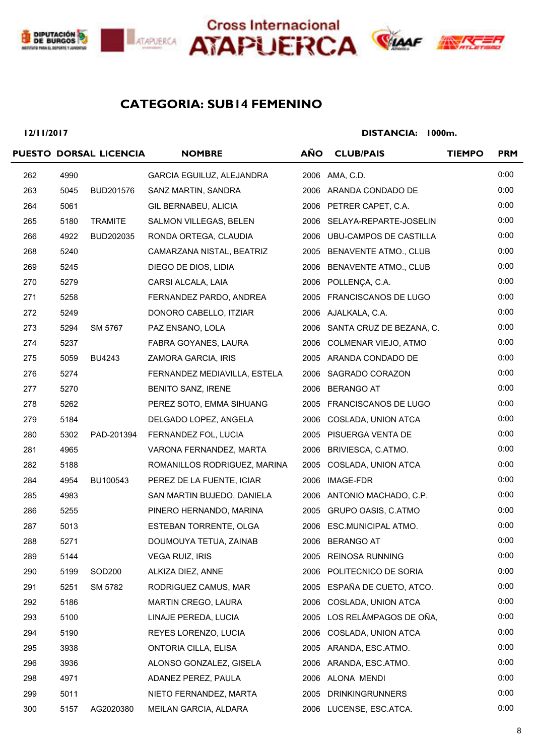Cross Internacional ATAPUERCA

## CATEGORIA: SUB14 FEMENINO

**12/11/2017** **DISTANCIA: 1000m.**

| PUESTO | DORSAL | LICENCIA | NOMBRE | AÑO | CLUB/PAIS | TIEMPO | PRM |
|---|---|---|---|---|---|---|---|
| 262 | 4990 | | GARCIA EGUILUZ, ALEJANDRA | 2006 | AMA, C.D. | | 0:00 |
| 263 | 5045 | BUD201576 | SANZ MARTIN, SANDRA | 2006 | ARANDA CONDADO DE | | 0:00 |
| 264 | 5061 | | GIL BERNABEU, ALICIA | 2006 | PETRER CAPET, C.A. | | 0:00 |
| 265 | 5180 | TRAMITE | SALMON VILLEGAS, BELEN | 2006 | SELAYA-REPARTE-JOSELIN | | 0:00 |
| 266 | 4922 | BUD202035 | RONDA ORTEGA, CLAUDIA | 2006 | UBU-CAMPOS DE CASTILLA | | 0:00 |
| 268 | 5240 | | CAMARZANA NISTAL, BEATRIZ | 2005 | BENAVENTE ATMO., CLUB | | 0:00 |
| 269 | 5245 | | DIEGO DE DIOS, LIDIA | 2006 | BENAVENTE ATMO., CLUB | | 0:00 |
| 270 | 5279 | | CARSI ALCALA, LAIA | 2006 | POLLENÇA, C.A. | | 0:00 |
| 271 | 5258 | | FERNANDEZ PARDO, ANDREA | 2005 | FRANCISCANOS DE LUGO | | 0:00 |
| 272 | 5249 | | DONORO CABELLO, ITZIAR | 2006 | AJALKALA, C.A. | | 0:00 |
| 273 | 5294 | SM 5767 | PAZ ENSANO, LOLA | 2006 | SANTA CRUZ DE BEZANA, C. | | 0:00 |
| 274 | 5237 | | FABRA GOYANES, LAURA | 2006 | COLMENAR VIEJO, ATMO | | 0:00 |
| 275 | 5059 | BU4243 | ZAMORA GARCIA, IRIS | 2005 | ARANDA CONDADO DE | | 0:00 |
| 276 | 5274 | | FERNANDEZ MEDIAVILLA, ESTELA | 2006 | SAGRADO CORAZON | | 0:00 |
| 277 | 5270 | | BENITO SANZ, IRENE | 2006 | BERANGO AT | | 0:00 |
| 278 | 5262 | | PEREZ SOTO, EMMA SIHUANG | 2005 | FRANCISCANOS DE LUGO | | 0:00 |
| 279 | 5184 | | DELGADO LOPEZ, ANGELA | 2006 | COSLADA, UNION ATCA | | 0:00 |
| 280 | 5302 | PAD-201394 | FERNANDEZ FOL, LUCIA | 2005 | PISUERGA VENTA DE | | 0:00 |
| 281 | 4965 | | VARONA FERNANDEZ, MARTA | 2006 | BRIVIESCA, C.ATMO. | | 0:00 |
| 282 | 5188 | | ROMANILLOS RODRIGUEZ, MARINA | 2005 | COSLADA, UNION ATCA | | 0:00 |
| 284 | 4954 | BU100543 | PEREZ DE LA FUENTE, ICIAR | 2006 | IMAGE-FDR | | 0:00 |
| 285 | 4983 | | SAN MARTIN BUJEDO, DANIELA | 2006 | ANTONIO MACHADO, C.P. | | 0:00 |
| 286 | 5255 | | PINERO HERNANDO, MARINA | 2005 | GRUPO OASIS, C.ATMO | | 0:00 |
| 287 | 5013 | | ESTEBAN TORRENTE, OLGA | 2006 | ESC.MUNICIPAL ATMO. | | 0:00 |
| 288 | 5271 | | DOUMOUYA TETUA, ZAINAB | 2006 | BERANGO AT | | 0:00 |
| 289 | 5144 | | VEGA RUIZ, IRIS | 2005 | REINOSA RUNNING | | 0:00 |
| 290 | 5199 | SOD200 | ALKIZA DIEZ, ANNE | 2006 | POLITECNICO DE SORIA | | 0:00 |
| 291 | 5251 | SM 5782 | RODRIGUEZ CAMUS, MAR | 2005 | ESPAÑA DE CUETO, ATCO. | | 0:00 |
| 292 | 5186 | | MARTIN CREGO, LAURA | 2006 | COSLADA, UNION ATCA | | 0:00 |
| 293 | 5100 | | LINAJE PEREDA, LUCIA | 2005 | LOS RELÁMPAGOS DE OÑA, | | 0:00 |
| 294 | 5190 | | REYES LORENZO, LUCIA | 2006 | COSLADA, UNION ATCA | | 0:00 |
| 295 | 3938 | | ONTORIA CILLA, ELISA | 2005 | ARANDA, ESC.ATMO. | | 0:00 |
| 296 | 3936 | | ALONSO GONZALEZ, GISELA | 2006 | ARANDA, ESC.ATMO. | | 0:00 |
| 298 | 4971 | | ADANEZ PEREZ, PAULA | 2006 | ALONA MENDI | | 0:00 |
| 299 | 5011 | | NIETO FERNANDEZ, MARTA | 2005 | DRINKINGRUNNERS | | 0:00 |
| 300 | 5157 | AG2020380 | MEILAN GARCIA, ALDARA | 2006 | LUCENSE, ESC.ATCA. | | 0:00 |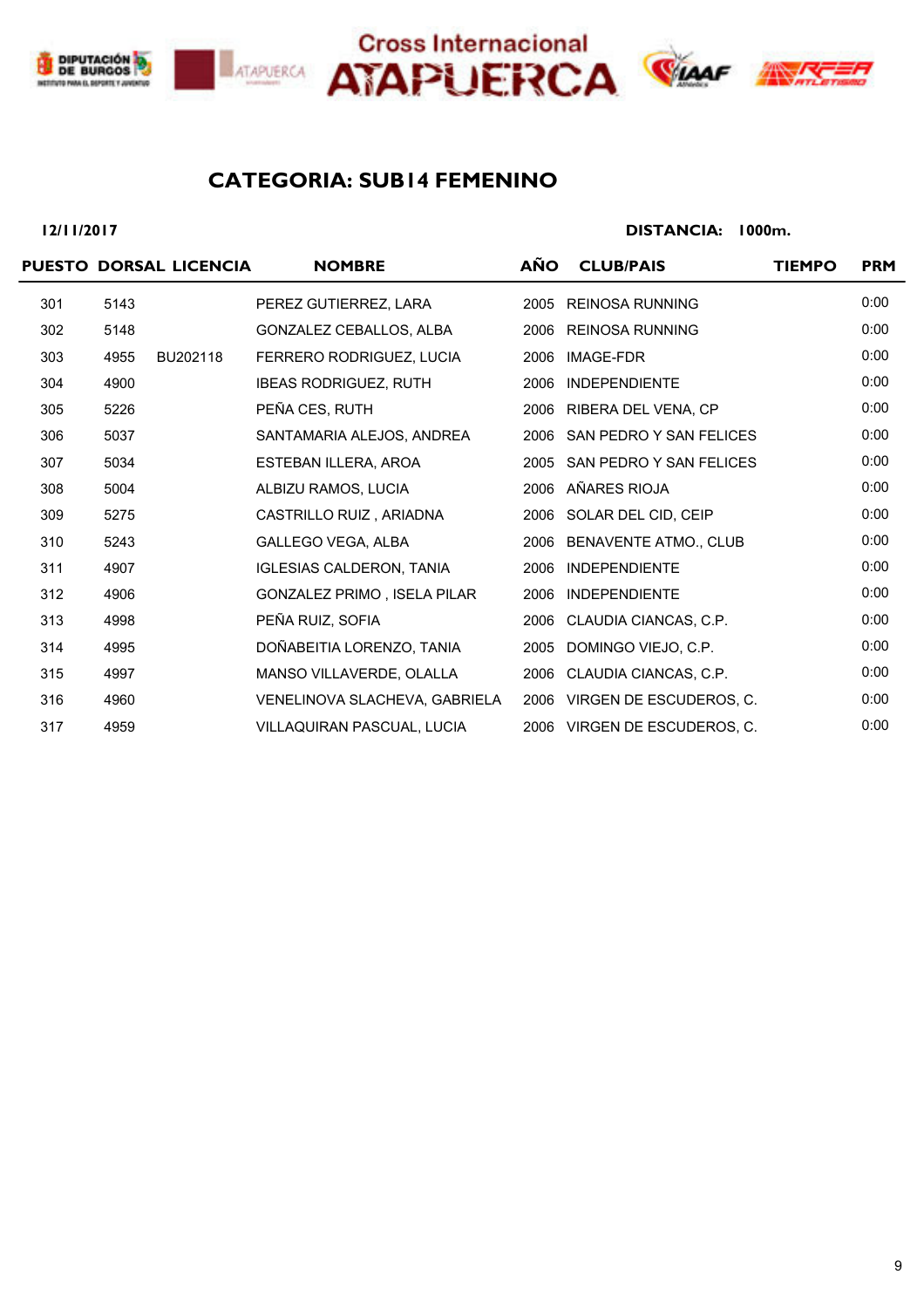Cross Internacional ATAPUERCA

## CATEGORIA: SUB14 FEMENINO

**12/11/2017** **DISTANCIA: 1000m.**

| PUESTO | DORSAL | LICENCIA | NOMBRE | AÑO | CLUB/PAIS | TIEMPO | PRM |
|---|---|---|---|---|---|---|---|
| 301 | 5143 | | PEREZ GUTIERREZ, LARA | 2005 | REINOSA RUNNING | | 0:00 |
| 302 | 5148 | | GONZALEZ CEBALLOS, ALBA | 2006 | REINOSA RUNNING | | 0:00 |
| 303 | 4955 | BU202118 | FERRERO RODRIGUEZ, LUCIA | 2006 | IMAGE-FDR | | 0:00 |
| 304 | 4900 | | IBEAS RODRIGUEZ, RUTH | 2006 | INDEPENDIENTE | | 0:00 |
| 305 | 5226 | | PEÑA CES, RUTH | 2006 | RIBERA DEL VENA, CP | | 0:00 |
| 306 | 5037 | | SANTAMARIA ALEJOS, ANDREA | 2006 | SAN PEDRO Y SAN FELICES | | 0:00 |
| 307 | 5034 | | ESTEBAN ILLERA, AROA | 2005 | SAN PEDRO Y SAN FELICES | | 0:00 |
| 308 | 5004 | | ALBIZU RAMOS, LUCIA | 2006 | AÑARES RIOJA | | 0:00 |
| 309 | 5275 | | CASTRILLO RUIZ , ARIADNA | 2006 | SOLAR DEL CID, CEIP | | 0:00 |
| 310 | 5243 | | GALLEGO VEGA, ALBA | 2006 | BENAVENTE ATMO., CLUB | | 0:00 |
| 311 | 4907 | | IGLESIAS CALDERON, TANIA | 2006 | INDEPENDIENTE | | 0:00 |
| 312 | 4906 | | GONZALEZ PRIMO , ISELA PILAR | 2006 | INDEPENDIENTE | | 0:00 |
| 313 | 4998 | | PEÑA RUIZ, SOFIA | 2006 | CLAUDIA CIANCAS, C.P. | | 0:00 |
| 314 | 4995 | | DOÑABEITIA LORENZO, TANIA | 2005 | DOMINGO VIEJO, C.P. | | 0:00 |
| 315 | 4997 | | MANSO VILLAVERDE, OLALLA | 2006 | CLAUDIA CIANCAS, C.P. | | 0:00 |
| 316 | 4960 | | VENELINOVA SLACHEVA, GABRIELA | 2006 | VIRGEN DE ESCUDEROS, C. | | 0:00 |
| 317 | 4959 | | VILLAQUIRAN PASCUAL, LUCIA | 2006 | VIRGEN DE ESCUDEROS, C. | | 0:00 |